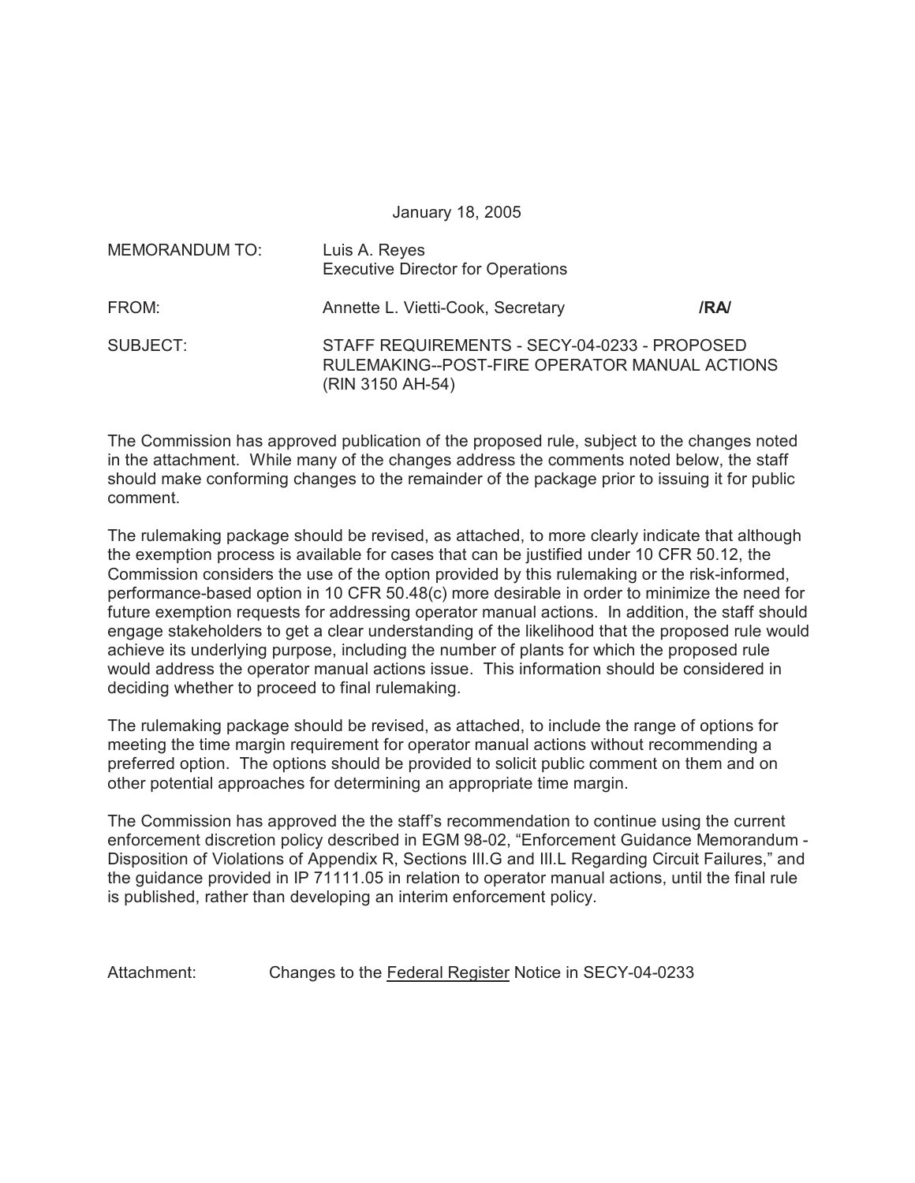January 18, 2005

| | | |
|---|---|---|
| MEMORANDUM TO: | Luis A. Reyes<br>Executive Director for Operations | |
| FROM: | Annette L. Vietti-Cook, Secretary | **/RA/** |
| SUBJECT: | STAFF REQUIREMENTS - SECY-04-0233 - PROPOSED RULEMAKING--POST-FIRE OPERATOR MANUAL ACTIONS (RIN 3150 AH-54) | |

The Commission has approved publication of the proposed rule, subject to the changes noted in the attachment. While many of the changes address the comments noted below, the staff should make conforming changes to the remainder of the package prior to issuing it for public comment.

The rulemaking package should be revised, as attached, to more clearly indicate that although the exemption process is available for cases that can be justified under 10 CFR 50.12, the Commission considers the use of the option provided by this rulemaking or the risk-informed, performance-based option in 10 CFR 50.48(c) more desirable in order to minimize the need for future exemption requests for addressing operator manual actions. In addition, the staff should engage stakeholders to get a clear understanding of the likelihood that the proposed rule would achieve its underlying purpose, including the number of plants for which the proposed rule would address the operator manual actions issue. This information should be considered in deciding whether to proceed to final rulemaking.

The rulemaking package should be revised, as attached, to include the range of options for meeting the time margin requirement for operator manual actions without recommending a preferred option. The options should be provided to solicit public comment on them and on other potential approaches for determining an appropriate time margin.

The Commission has approved the the staff's recommendation to continue using the current enforcement discretion policy described in EGM 98-02, "Enforcement Guidance Memorandum - Disposition of Violations of Appendix R, Sections III.G and III.L Regarding Circuit Failures," and the guidance provided in IP 71111.05 in relation to operator manual actions, until the final rule is published, rather than developing an interim enforcement policy.

Attachment: Changes to the Federal Register Notice in SECY-04-0233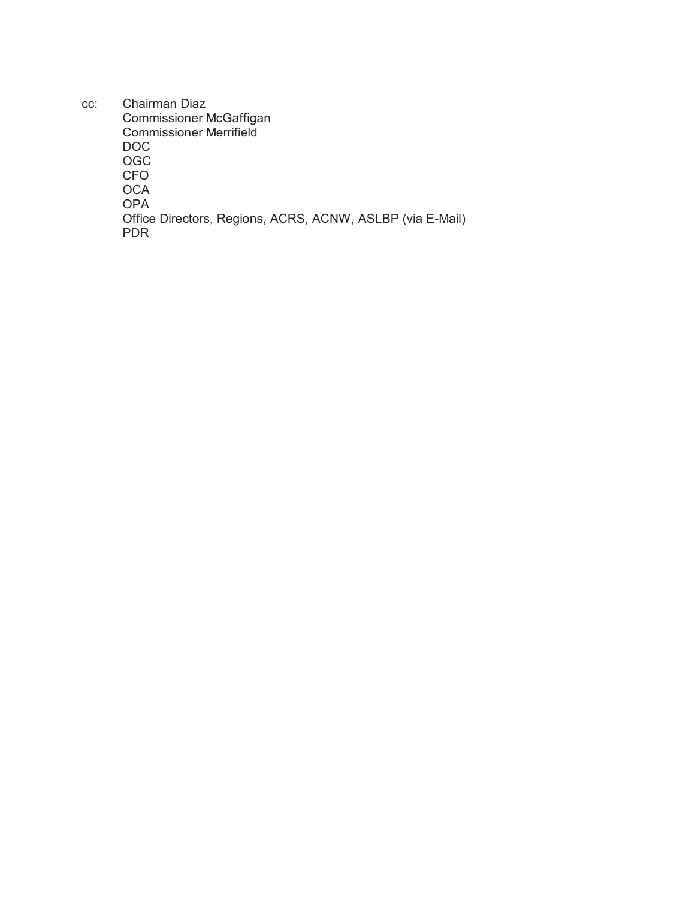cc: Chairman Diaz
Commissioner McGaffigan
Commissioner Merrifield
DOC
OGC
CFO
OCA
OPA
Office Directors, Regions, ACRS, ACNW, ASLBP (via E-Mail)
PDR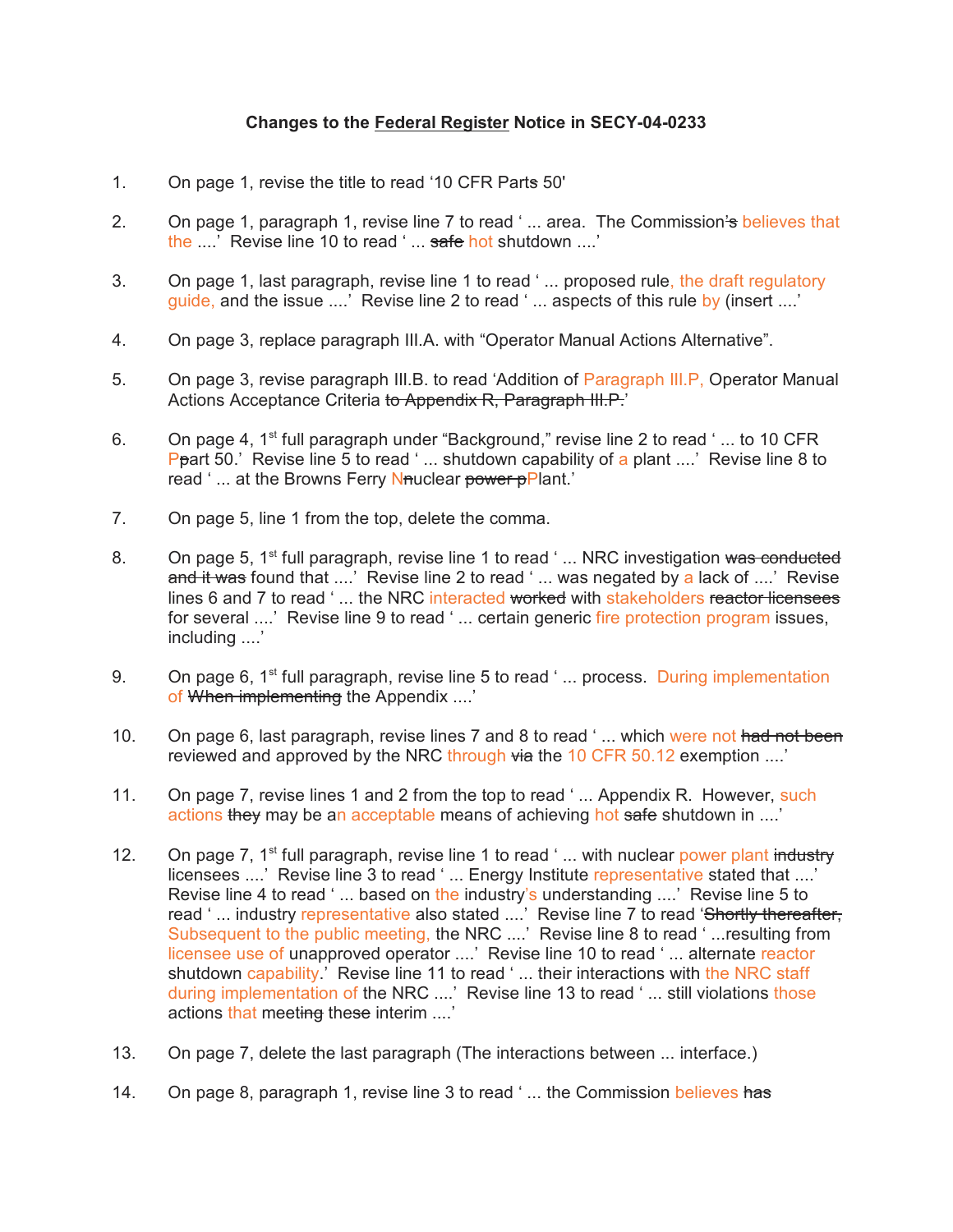**Changes to the Federal Register Notice in SECY-04-0233**

1. On page 1, revise the title to read '10 CFR Parts 50'

2. On page 1, paragraph 1, revise line 7 to read ' ... area. The Commission's believes that the ....' Revise line 10 to read ' ... safe hot shutdown ....'

3. On page 1, last paragraph, revise line 1 to read ' ... proposed rule, the draft regulatory guide, and the issue ....' Revise line 2 to read ' ... aspects of this rule by (insert ....'

4. On page 3, replace paragraph III.A. with "Operator Manual Actions Alternative".

5. On page 3, revise paragraph III.B. to read 'Addition of Paragraph III.P, Operator Manual Actions Acceptance Criteria to Appendix R, Paragraph III.P.'

6. On page 4, 1st full paragraph under "Background," revise line 2 to read ' ... to 10 CFR Ppart 50.' Revise line 5 to read ' ... shutdown capability of a plant ....' Revise line 8 to read ' ... at the Browns Ferry Nnuclear power pPlant.'

7. On page 5, line 1 from the top, delete the comma.

8. On page 5, 1st full paragraph, revise line 1 to read ' ... NRC investigation was conducted and it was found that ....' Revise line 2 to read ' ... was negated by a lack of ....' Revise lines 6 and 7 to read ' ... the NRC interacted worked with stakeholders reactor licensees for several ....' Revise line 9 to read ' ... certain generic fire protection program issues, including ....'

9. On page 6, 1st full paragraph, revise line 5 to read ' ... process. During implementation of When implementing the Appendix ....'

10. On page 6, last paragraph, revise lines 7 and 8 to read ' ... which were not had not been reviewed and approved by the NRC through via the 10 CFR 50.12 exemption ....'

11. On page 7, revise lines 1 and 2 from the top to read ' ... Appendix R. However, such actions they may be an acceptable means of achieving hot safe shutdown in ....'

12. On page 7, 1st full paragraph, revise line 1 to read ' ... with nuclear power plant industry licensees ....' Revise line 3 to read ' ... Energy Institute representative stated that ....' Revise line 4 to read ' ... based on the industry's understanding ....' Revise line 5 to read ' ... industry representative also stated ....' Revise line 7 to read 'Shortly thereafter, Subsequent to the public meeting, the NRC ....' Revise line 8 to read ' ...resulting from licensee use of unapproved operator ....' Revise line 10 to read ' ... alternate reactor shutdown capability.' Revise line 11 to read ' ... their interactions with the NRC staff during implementation of the NRC ....' Revise line 13 to read ' ... still violations those actions that meeting these interim ....'

13. On page 7, delete the last paragraph (The interactions between ... interface.)

14. On page 8, paragraph 1, revise line 3 to read ' ... the Commission believes has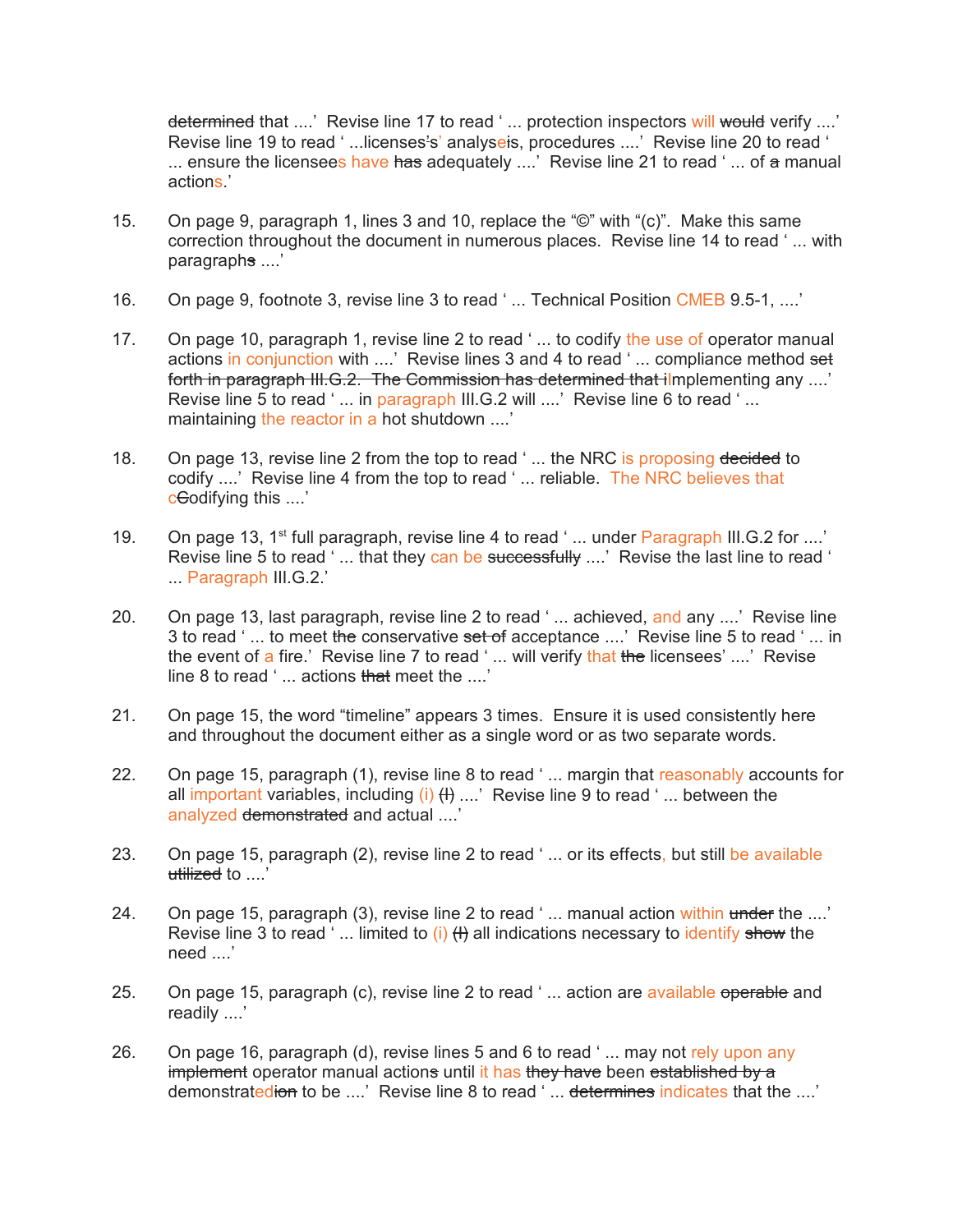~~determined~~ that ....' Revise line 17 to read ' ... protection inspectors will ~~would~~ verify ....' Revise line 19 to read ' ...licenses~~'s~~s' analys~~e~~is, procedures ....' Revise line 20 to read ' ... ensure the licensees have ~~has~~ adequately ....' Revise line 21 to read ' ... of ~~a~~ manual actions.'

15. On page 9, paragraph 1, lines 3 and 10, replace the "©" with "(c)". Make this same correction throughout the document in numerous places. Revise line 14 to read ' ... with paragraph~~s~~ ....'

16. On page 9, footnote 3, revise line 3 to read ' ... Technical Position CMEB 9.5-1, ....'

17. On page 10, paragraph 1, revise line 2 to read ' ... to codify the use of operator manual actions in conjunction with ....' Revise lines 3 and 4 to read ' ... compliance method ~~set forth in paragraph III.G.2. The Commission has determined that i~~Implementing any ....' Revise line 5 to read ' ... in paragraph III.G.2 will ....' Revise line 6 to read ' ... maintaining the reactor in a hot shutdown ....'

18. On page 13, revise line 2 from the top to read ' ... the NRC is proposing ~~decided~~ to codify ....' Revise line 4 from the top to read ' ... reliable. The NRC believes that c~~C~~odifying this ....'

19. On page 13, 1st full paragraph, revise line 4 to read ' ... under Paragraph III.G.2 for ....' Revise line 5 to read ' ... that they can be ~~successfully~~ ....' Revise the last line to read ' ... Paragraph III.G.2.'

20. On page 13, last paragraph, revise line 2 to read ' ... achieved, and any ....' Revise line 3 to read ' ... to meet ~~the~~ conservative ~~set of~~ acceptance ....' Revise line 5 to read ' ... in the event of a fire.' Revise line 7 to read ' ... will verify that ~~the~~ licensees' ....' Revise line 8 to read ' ... actions ~~that~~ meet the ....'

21. On page 15, the word "timeline" appears 3 times. Ensure it is used consistently here and throughout the document either as a single word or as two separate words.

22. On page 15, paragraph (1), revise line 8 to read ' ... margin that reasonably accounts for all important variables, including (i) ~~(I)~~ ....' Revise line 9 to read ' ... between the analyzed ~~demonstrated~~ and actual ....'

23. On page 15, paragraph (2), revise line 2 to read ' ... or its effects, but still be available ~~utilized~~ to ....'

24. On page 15, paragraph (3), revise line 2 to read ' ... manual action within ~~under~~ the ....' Revise line 3 to read ' ... limited to (i) ~~(I)~~ all indications necessary to identify ~~show~~ the need ....'

25. On page 15, paragraph (c), revise line 2 to read ' ... action are available ~~operable~~ and readily ....'

26. On page 16, paragraph (d), revise lines 5 and 6 to read ' ... may not rely upon any ~~implement~~ operator manual action~~s~~ until it has ~~they have~~ been ~~established by a~~ demonstrat~~ion~~ed to be ....' Revise line 8 to read ' ... ~~determines~~ indicates that the ....'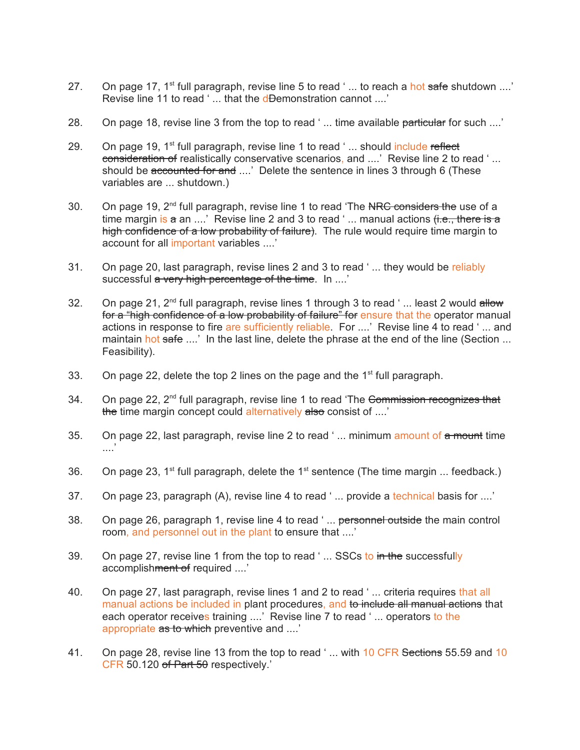27. On page 17, 1st full paragraph, revise line 5 to read ' ... to reach a hot ~~safe~~ shutdown ....' Revise line 11 to read ' ... that the d~~D~~emonstration cannot ....'

28. On page 18, revise line 3 from the top to read ' ... time available ~~particular~~ for such ....'

29. On page 19, 1st full paragraph, revise line 1 to read ' ... should include ~~reflect consideration of~~ realistically conservative scenarios, and ....' Revise line 2 to read ' ... should be ~~accounted for and~~ ....' Delete the sentence in lines 3 through 6 (These variables are ... shutdown.)

30. On page 19, 2nd full paragraph, revise line 1 to read 'The ~~NRC considers the~~ use of a time margin is ~~a~~ an ....' Revise line 2 and 3 to read ' ... manual actions ~~(i.e., there is a high confidence of a low probability of failure)~~. The rule would require time margin to account for all important variables ....'

31. On page 20, last paragraph, revise lines 2 and 3 to read ' ... they would be reliably successful ~~a very high percentage of the time~~. In ....'

32. On page 21, 2nd full paragraph, revise lines 1 through 3 to read ' ... least 2 would ~~allow for a "high confidence of a low probability of failure" for~~ ensure that the operator manual actions in response to fire are sufficiently reliable. For ....' Revise line 4 to read ' ... and maintain hot ~~safe~~ ....' In the last line, delete the phrase at the end of the line (Section ... Feasibility).

33. On page 22, delete the top 2 lines on the page and the 1st full paragraph.

34. On page 22, 2nd full paragraph, revise line 1 to read 'The ~~Commission recognizes that the~~ time margin concept could alternatively ~~also~~ consist of ....'

35. On page 22, last paragraph, revise line 2 to read ' ... minimum amount of ~~a mount~~ time ....'

36. On page 23, 1st full paragraph, delete the 1st sentence (The time margin ... feedback.)

37. On page 23, paragraph (A), revise line 4 to read ' ... provide a technical basis for ....'

38. On page 26, paragraph 1, revise line 4 to read ' ... ~~personnel outside~~ the main control room, and personnel out in the plant to ensure that ....'

39. On page 27, revise line 1 from the top to read ' ... SSCs to ~~in the~~ successfully accomplish~~ment of~~ required ....'

40. On page 27, last paragraph, revise lines 1 and 2 to read ' ... criteria requires that all manual actions be included in plant procedures, and ~~to include all manual actions~~ that each operator receives training ....' Revise line 7 to read ' ... operators to the appropriate ~~as to which~~ preventive and ....'

41. On page 28, revise line 13 from the top to read ' ... with 10 CFR ~~Sections~~ 55.59 and 10 CFR 50.120 ~~of Part 50~~ respectively.'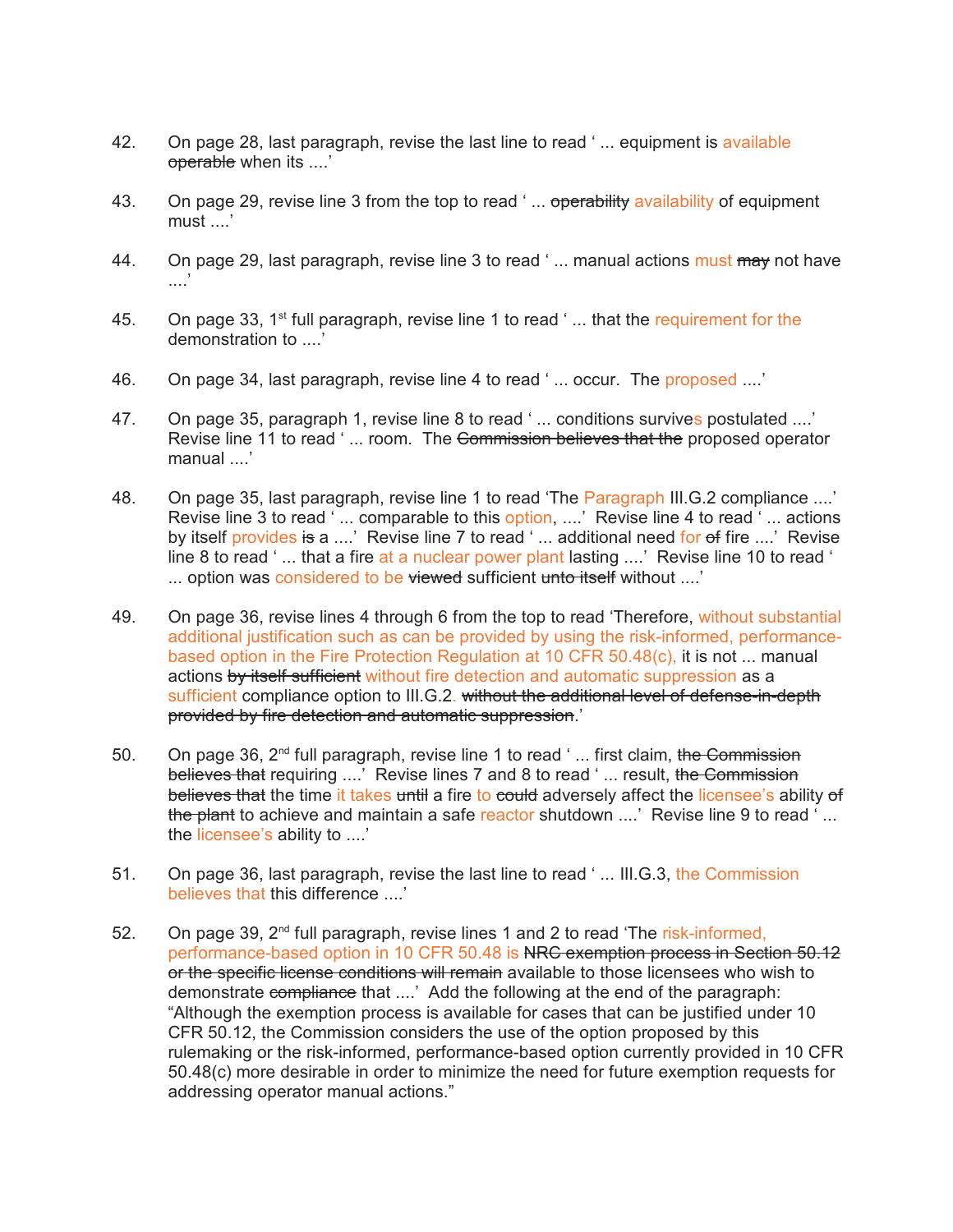42. On page 28, last paragraph, revise the last line to read ' ... equipment is available ~~operable~~ when its ....'

43. On page 29, revise line 3 from the top to read ' ... ~~operability~~ availability of equipment must ....'

44. On page 29, last paragraph, revise line 3 to read ' ... manual actions must ~~may~~ not have ....'

45. On page 33, 1st full paragraph, revise line 1 to read ' ... that the requirement for the demonstration to ....'

46. On page 34, last paragraph, revise line 4 to read ' ... occur. The proposed ....'

47. On page 35, paragraph 1, revise line 8 to read ' ... conditions survives postulated ....' Revise line 11 to read ' ... room. The ~~Commission believes that the~~ proposed operator manual ....'

48. On page 35, last paragraph, revise line 1 to read 'The Paragraph III.G.2 compliance ....' Revise line 3 to read ' ... comparable to this option, ....' Revise line 4 to read ' ... actions by itself provides ~~is~~ a ....' Revise line 7 to read ' ... additional need for ~~of~~ fire ....' Revise line 8 to read ' ... that a fire at a nuclear power plant lasting ....' Revise line 10 to read ' ... option was considered to be ~~viewed~~ sufficient ~~unto itself~~ without ....'

49. On page 36, revise lines 4 through 6 from the top to read 'Therefore, without substantial additional justification such as can be provided by using the risk-informed, performance-based option in the Fire Protection Regulation at 10 CFR 50.48(c), it is not ... manual actions ~~by itself sufficient~~ without fire detection and automatic suppression as a sufficient compliance option to III.G.2. ~~without the additional level of defense-in-depth provided by fire detection and automatic suppression~~.'

50. On page 36, 2nd full paragraph, revise line 1 to read ' ... first claim, ~~the Commission believes that~~ requiring ....' Revise lines 7 and 8 to read ' ... result, ~~the Commission believes that~~ the time it takes ~~until~~ a fire to ~~could~~ adversely affect the licensee's ability ~~of the plant~~ to achieve and maintain a safe reactor shutdown ....' Revise line 9 to read ' ... the licensee's ability to ....'

51. On page 36, last paragraph, revise the last line to read ' ... III.G.3, the Commission believes that this difference ....'

52. On page 39, 2nd full paragraph, revise lines 1 and 2 to read 'The risk-informed, performance-based option in 10 CFR 50.48 is ~~NRC exemption process in Section 50.12 or the specific license conditions will remain~~ available to those licensees who wish to demonstrate ~~compliance~~ that ....' Add the following at the end of the paragraph: "Although the exemption process is available for cases that can be justified under 10 CFR 50.12, the Commission considers the use of the option proposed by this rulemaking or the risk-informed, performance-based option currently provided in 10 CFR 50.48(c) more desirable in order to minimize the need for future exemption requests for addressing operator manual actions."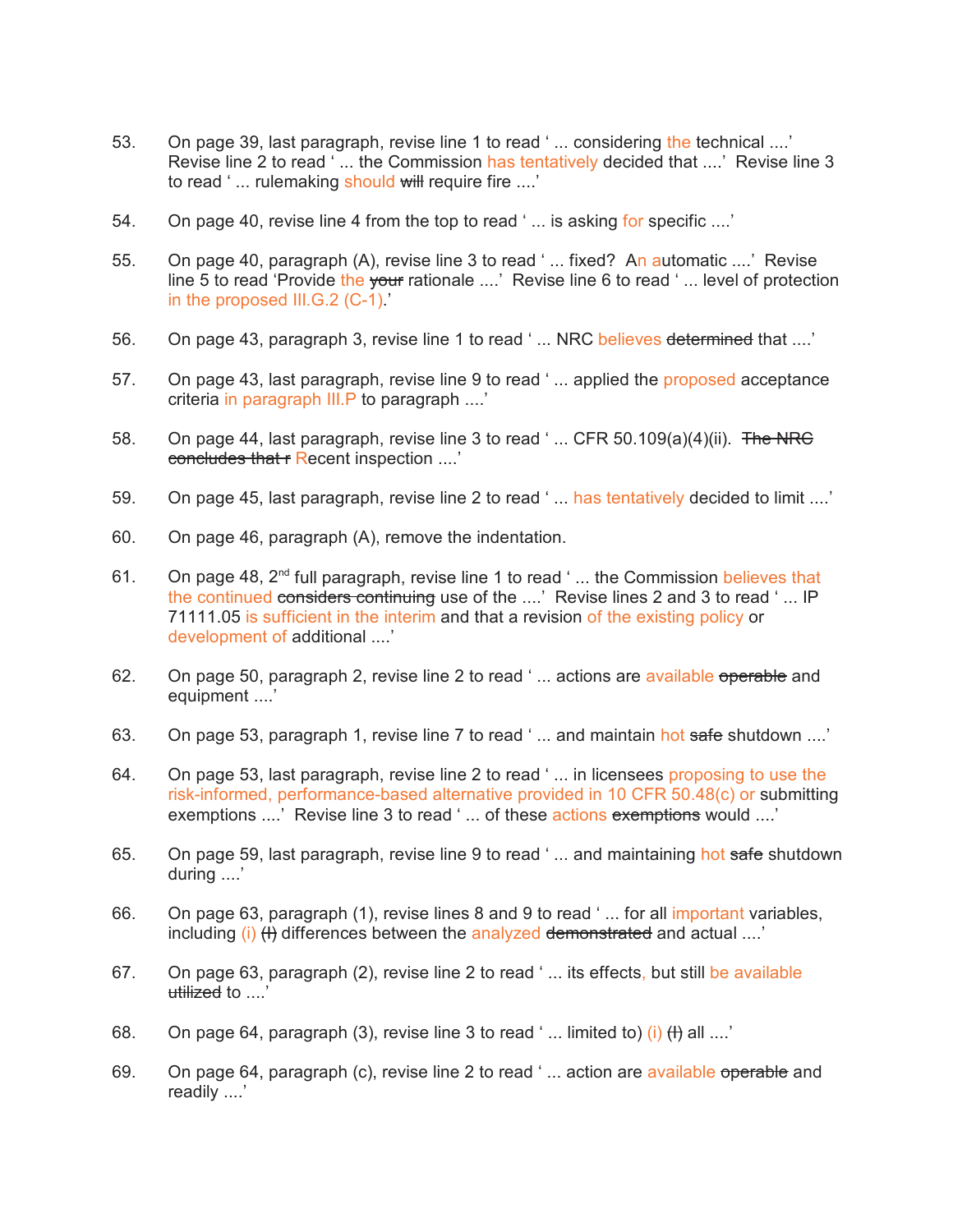53. On page 39, last paragraph, revise line 1 to read ' ... considering the technical ....' Revise line 2 to read ' ... the Commission has tentatively decided that ....' Revise line 3 to read ' ... rulemaking should ~~will~~ require fire ....'

54. On page 40, revise line 4 from the top to read ' ... is asking for specific ....'

55. On page 40, paragraph (A), revise line 3 to read ' ... fixed? An automatic ....' Revise line 5 to read 'Provide the ~~your~~ rationale ....' Revise line 6 to read ' ... level of protection in the proposed III.G.2 (C-1).'

56. On page 43, paragraph 3, revise line 1 to read ' ... NRC believes ~~determined~~ that ....'

57. On page 43, last paragraph, revise line 9 to read ' ... applied the proposed acceptance criteria in paragraph III.P to paragraph ....'

58. On page 44, last paragraph, revise line 3 to read ' ... CFR 50.109(a)(4)(ii). ~~The NRC concludes that r~~ Recent inspection ....'

59. On page 45, last paragraph, revise line 2 to read ' ... has tentatively decided to limit ....'

60. On page 46, paragraph (A), remove the indentation.

61. On page 48, 2nd full paragraph, revise line 1 to read ' ... the Commission believes that the continued ~~considers continuing~~ use of the ....' Revise lines 2 and 3 to read ' ... IP 71111.05 is sufficient in the interim and that a revision of the existing policy or development of additional ....'

62. On page 50, paragraph 2, revise line 2 to read ' ... actions are available ~~operable~~ and equipment ....'

63. On page 53, paragraph 1, revise line 7 to read ' ... and maintain hot ~~safe~~ shutdown ....'

64. On page 53, last paragraph, revise line 2 to read ' ... in licensees proposing to use the risk-informed, performance-based alternative provided in 10 CFR 50.48(c) or submitting exemptions ....' Revise line 3 to read ' ... of these actions ~~exemptions~~ would ....'

65. On page 59, last paragraph, revise line 9 to read ' ... and maintaining hot ~~safe~~ shutdown during ....'

66. On page 63, paragraph (1), revise lines 8 and 9 to read ' ... for all important variables, including (i) ~~(I)~~ differences between the analyzed ~~demonstrated~~ and actual ....'

67. On page 63, paragraph (2), revise line 2 to read ' ... its effects, but still be available ~~utilized~~ to ....'

68. On page 64, paragraph (3), revise line 3 to read ' ... limited to) (i) ~~(I)~~ all ....'

69. On page 64, paragraph (c), revise line 2 to read ' ... action are available ~~operable~~ and readily ....'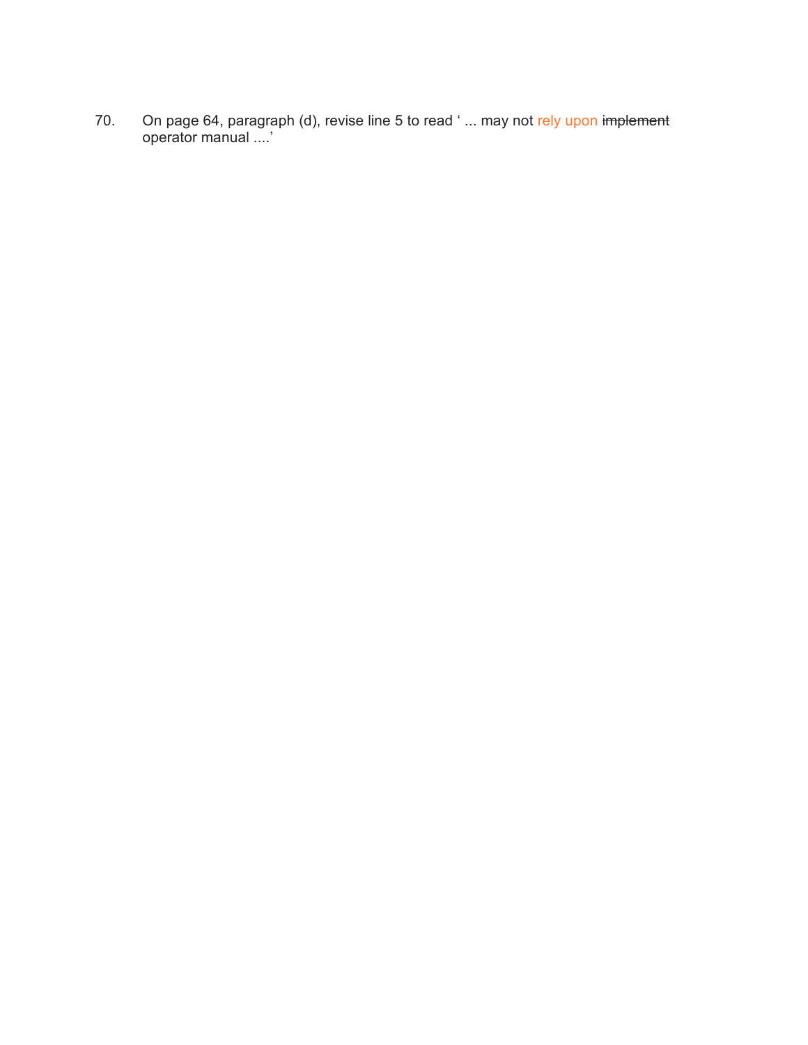70. On page 64, paragraph (d), revise line 5 to read ' ... may not rely upon ~~implement~~ operator manual ....'